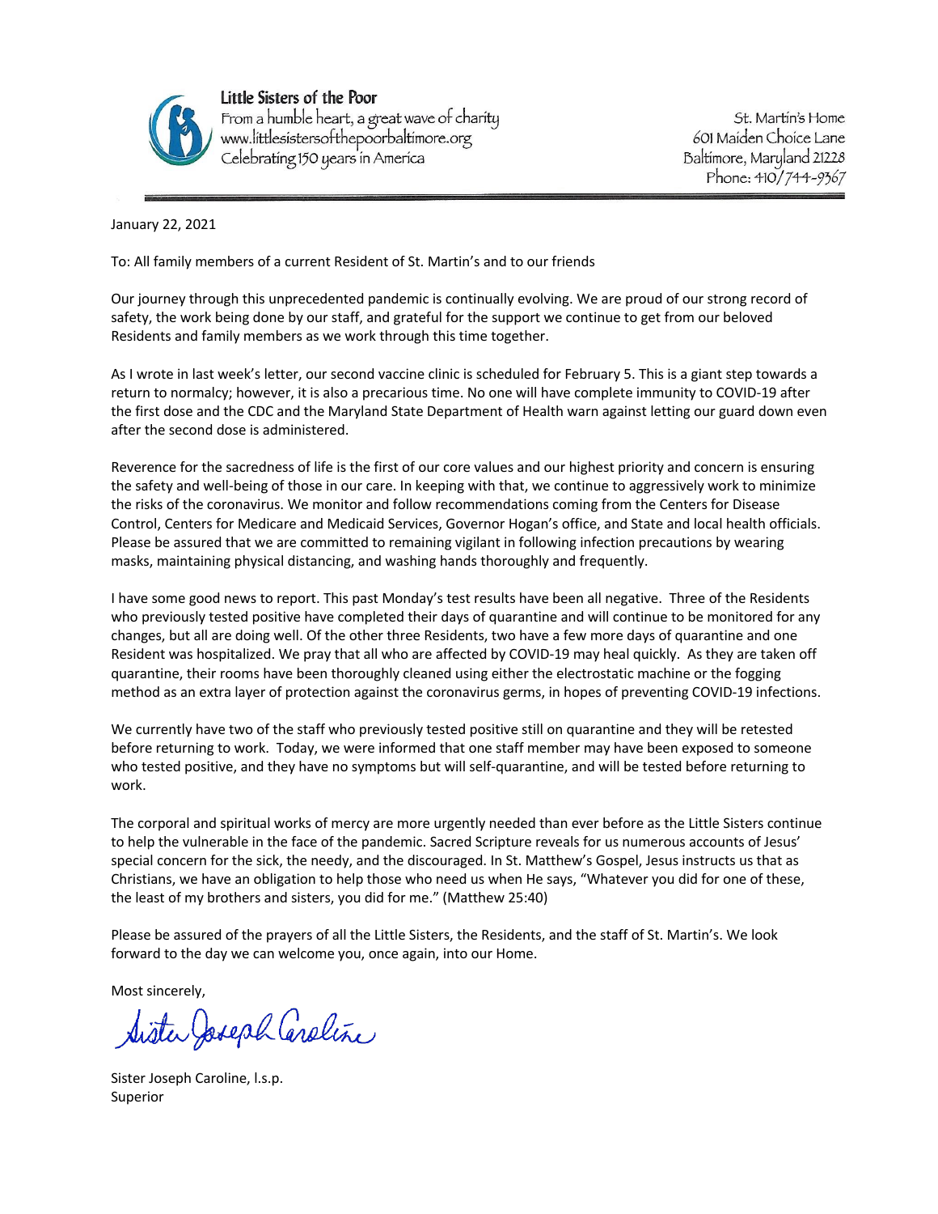**Little Sisters of the Poor**
From a humble heart, a great wave of charity
www.littlesistersofthepoorbaltimore.org
Celebrating 150 years in America

St. Martin's Home
601 Maiden Choice Lane
Baltimore, Maryland 21228
Phone: 410/744-9367

January 22, 2021

To: All family members of a current Resident of St. Martin's and to our friends

Our journey through this unprecedented pandemic is continually evolving. We are proud of our strong record of safety, the work being done by our staff, and grateful for the support we continue to get from our beloved Residents and family members as we work through this time together.

As I wrote in last week's letter, our second vaccine clinic is scheduled for February 5. This is a giant step towards a return to normalcy; however, it is also a precarious time. No one will have complete immunity to COVID-19 after the first dose and the CDC and the Maryland State Department of Health warn against letting our guard down even after the second dose is administered.

Reverence for the sacredness of life is the first of our core values and our highest priority and concern is ensuring the safety and well-being of those in our care. In keeping with that, we continue to aggressively work to minimize the risks of the coronavirus. We monitor and follow recommendations coming from the Centers for Disease Control, Centers for Medicare and Medicaid Services, Governor Hogan's office, and State and local health officials. Please be assured that we are committed to remaining vigilant in following infection precautions by wearing masks, maintaining physical distancing, and washing hands thoroughly and frequently.

I have some good news to report. This past Monday's test results have been all negative. Three of the Residents who previously tested positive have completed their days of quarantine and will continue to be monitored for any changes, but all are doing well. Of the other three Residents, two have a few more days of quarantine and one Resident was hospitalized. We pray that all who are affected by COVID-19 may heal quickly. As they are taken off quarantine, their rooms have been thoroughly cleaned using either the electrostatic machine or the fogging method as an extra layer of protection against the coronavirus germs, in hopes of preventing COVID-19 infections.

We currently have two of the staff who previously tested positive still on quarantine and they will be retested before returning to work. Today, we were informed that one staff member may have been exposed to someone who tested positive, and they have no symptoms but will self-quarantine, and will be tested before returning to work.

The corporal and spiritual works of mercy are more urgently needed than ever before as the Little Sisters continue to help the vulnerable in the face of the pandemic. Sacred Scripture reveals for us numerous accounts of Jesus' special concern for the sick, the needy, and the discouraged. In St. Matthew's Gospel, Jesus instructs us that as Christians, we have an obligation to help those who need us when He says, "Whatever you did for one of these, the least of my brothers and sisters, you did for me." (Matthew 25:40)

Please be assured of the prayers of all the Little Sisters, the Residents, and the staff of St. Martin's. We look forward to the day we can welcome you, once again, into our Home.

Most sincerely,

Sister Joseph Caroline

Sister Joseph Caroline, l.s.p.
Superior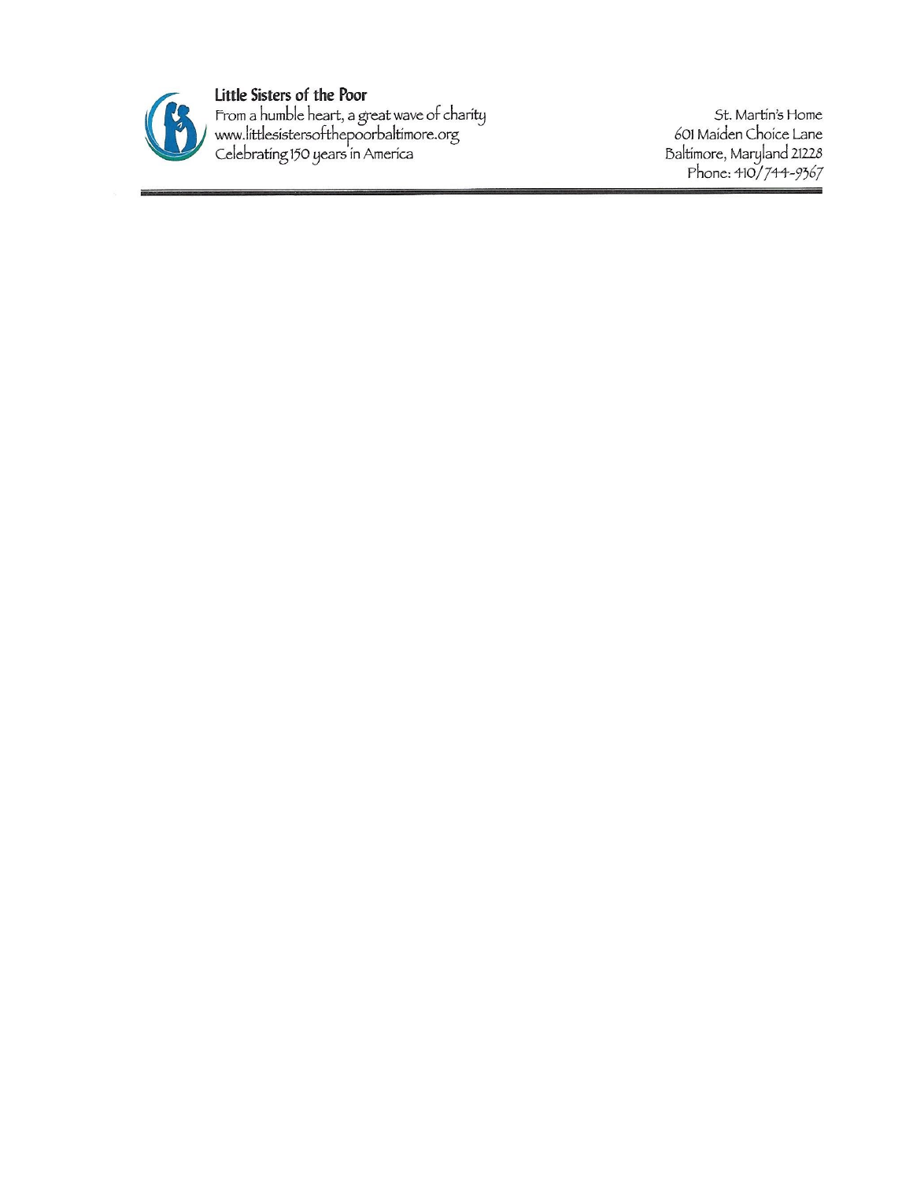**Little Sisters of the Poor**
From a humble heart, a great wave of charity
www.littlesistersofthepoorbaltimore.org
Celebrating 150 years in America

St. Martin's Home
601 Maiden Choice Lane
Baltimore, Maryland 21228
Phone: 410/744-9367

---